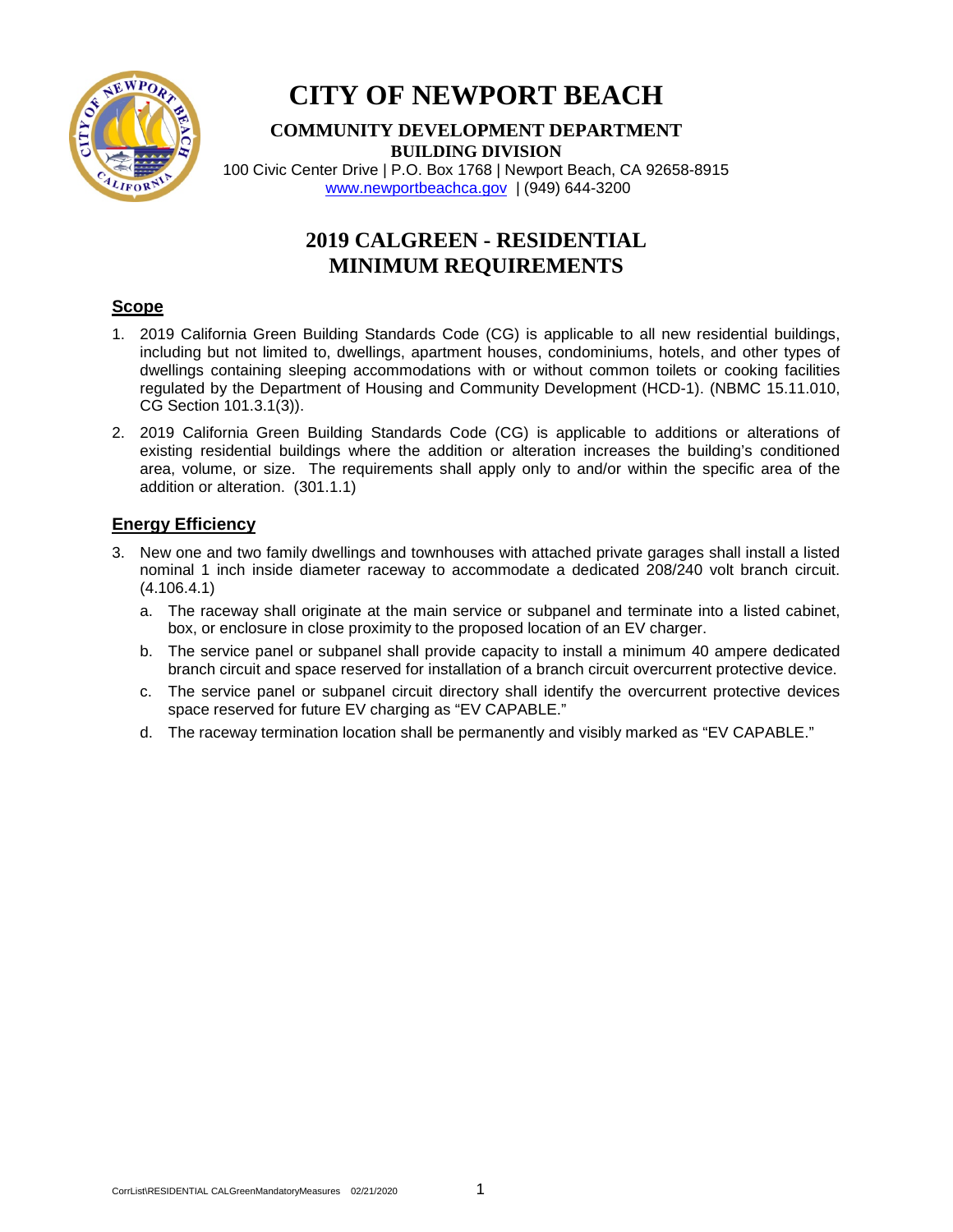# CITY OF NEWPORT BEACH

**COMMUNITY DEVELOPMENT DEPARTMENT**
**BUILDING DIVISION**
100 Civic Center Drive | P.O. Box 1768 | Newport Beach, CA 92658-8915
www.newportbeachca.gov | (949) 644-3200

## 2019 CALGREEN - RESIDENTIAL MINIMUM REQUIREMENTS

### Scope

1. 2019 California Green Building Standards Code (CG) is applicable to all new residential buildings, including but not limited to, dwellings, apartment houses, condominiums, hotels, and other types of dwellings containing sleeping accommodations with or without common toilets or cooking facilities regulated by the Department of Housing and Community Development (HCD-1). (NBMC 15.11.010, CG Section 101.3.1(3)).
2. 2019 California Green Building Standards Code (CG) is applicable to additions or alterations of existing residential buildings where the addition or alteration increases the building's conditioned area, volume, or size. The requirements shall apply only to and/or within the specific area of the addition or alteration. (301.1.1)

### Energy Efficiency

3. New one and two family dwellings and townhouses with attached private garages shall install a listed nominal 1 inch inside diameter raceway to accommodate a dedicated 208/240 volt branch circuit. (4.106.4.1)
   a. The raceway shall originate at the main service or subpanel and terminate into a listed cabinet, box, or enclosure in close proximity to the proposed location of an EV charger.
   b. The service panel or subpanel shall provide capacity to install a minimum 40 ampere dedicated branch circuit and space reserved for installation of a branch circuit overcurrent protective device.
   c. The service panel or subpanel circuit directory shall identify the overcurrent protective devices space reserved for future EV charging as "EV CAPABLE."
   d. The raceway termination location shall be permanently and visibly marked as "EV CAPABLE."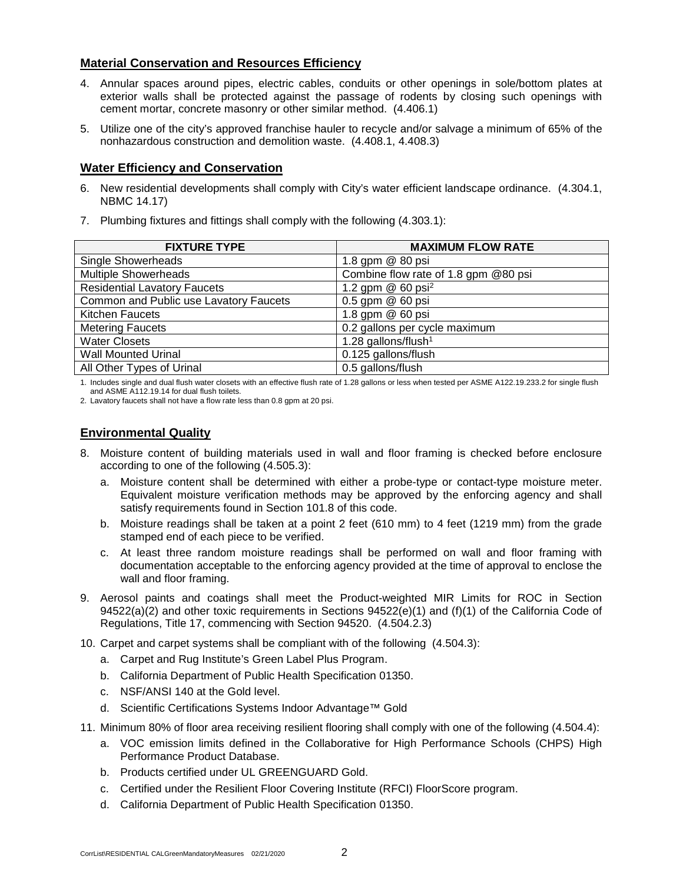## Material Conservation and Resources Efficiency

4. Annular spaces around pipes, electric cables, conduits or other openings in sole/bottom plates at exterior walls shall be protected against the passage of rodents by closing such openings with cement mortar, concrete masonry or other similar method. (4.406.1)

5. Utilize one of the city's approved franchise hauler to recycle and/or salvage a minimum of 65% of the nonhazardous construction and demolition waste. (4.408.1, 4.408.3)

## Water Efficiency and Conservation

6. New residential developments shall comply with City's water efficient landscape ordinance. (4.304.1, NBMC 14.17)

7. Plumbing fixtures and fittings shall comply with the following (4.303.1):

| FIXTURE TYPE | MAXIMUM FLOW RATE |
|---|---|
| Single Showerheads | 1.8 gpm @ 80 psi |
| Multiple Showerheads | Combine flow rate of 1.8 gpm @80 psi |
| Residential Lavatory Faucets | 1.2 gpm @ 60 psi[2] |
| Common and Public use Lavatory Faucets | 0.5 gpm @ 60 psi |
| Kitchen Faucets | 1.8 gpm @ 60 psi |
| Metering Faucets | 0.2 gallons per cycle maximum |
| Water Closets | 1.28 gallons/flush[1] |
| Wall Mounted Urinal | 0.125 gallons/flush |
| All Other Types of Urinal | 0.5 gallons/flush |

1. Includes single and dual flush water closets with an effective flush rate of 1.28 gallons or less when tested per ASME A122.19.233.2 for single flush and ASME A112.19.14 for dual flush toilets.
2. Lavatory faucets shall not have a flow rate less than 0.8 gpm at 20 psi.

## Environmental Quality

8. Moisture content of building materials used in wall and floor framing is checked before enclosure according to one of the following (4.505.3):
   a. Moisture content shall be determined with either a probe-type or contact-type moisture meter. Equivalent moisture verification methods may be approved by the enforcing agency and shall satisfy requirements found in Section 101.8 of this code.
   b. Moisture readings shall be taken at a point 2 feet (610 mm) to 4 feet (1219 mm) from the grade stamped end of each piece to be verified.
   c. At least three random moisture readings shall be performed on wall and floor framing with documentation acceptable to the enforcing agency provided at the time of approval to enclose the wall and floor framing.

9. Aerosol paints and coatings shall meet the Product-weighted MIR Limits for ROC in Section 94522(a)(2) and other toxic requirements in Sections 94522(e)(1) and (f)(1) of the California Code of Regulations, Title 17, commencing with Section 94520. (4.504.2.3)

10. Carpet and carpet systems shall be compliant with of the following (4.504.3):
    a. Carpet and Rug Institute's Green Label Plus Program.
    b. California Department of Public Health Specification 01350.
    c. NSF/ANSI 140 at the Gold level.
    d. Scientific Certifications Systems Indoor Advantage™ Gold

11. Minimum 80% of floor area receiving resilient flooring shall comply with one of the following (4.504.4):
    a. VOC emission limits defined in the Collaborative for High Performance Schools (CHPS) High Performance Product Database.
    b. Products certified under UL GREENGUARD Gold.
    c. Certified under the Resilient Floor Covering Institute (RFCI) FloorScore program.
    d. California Department of Public Health Specification 01350.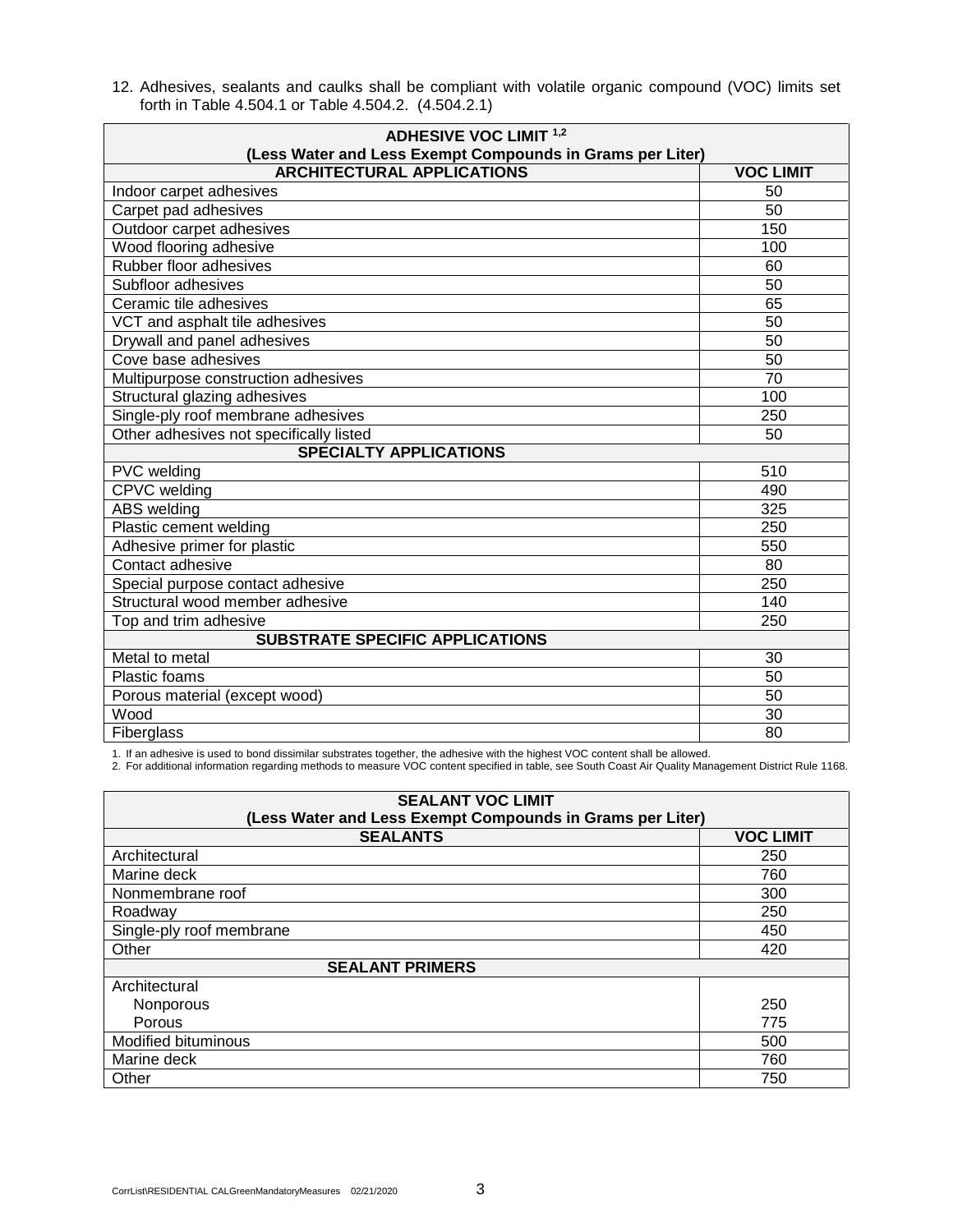12. Adhesives, sealants and caulks shall be compliant with volatile organic compound (VOC) limits set forth in Table 4.504.1 or Table 4.504.2. (4.504.2.1)

| ADHESIVE VOC LIMIT [1,2] (Less Water and Less Exempt Compounds in Grams per Liter) | |
|---|---|
| **ARCHITECTURAL APPLICATIONS** | **VOC LIMIT** |
| Indoor carpet adhesives | 50 |
| Carpet pad adhesives | 50 |
| Outdoor carpet adhesives | 150 |
| Wood flooring adhesive | 100 |
| Rubber floor adhesives | 60 |
| Subfloor adhesives | 50 |
| Ceramic tile adhesives | 65 |
| VCT and asphalt tile adhesives | 50 |
| Drywall and panel adhesives | 50 |
| Cove base adhesives | 50 |
| Multipurpose construction adhesives | 70 |
| Structural glazing adhesives | 100 |
| Single-ply roof membrane adhesives | 250 |
| Other adhesives not specifically listed | 50 |
| **SPECIALTY APPLICATIONS** | |
| PVC welding | 510 |
| CPVC welding | 490 |
| ABS welding | 325 |
| Plastic cement welding | 250 |
| Adhesive primer for plastic | 550 |
| Contact adhesive | 80 |
| Special purpose contact adhesive | 250 |
| Structural wood member adhesive | 140 |
| Top and trim adhesive | 250 |
| **SUBSTRATE SPECIFIC APPLICATIONS** | |
| Metal to metal | 30 |
| Plastic foams | 50 |
| Porous material (except wood) | 50 |
| Wood | 30 |
| Fiberglass | 80 |

1. If an adhesive is used to bond dissimilar substrates together, the adhesive with the highest VOC content shall be allowed.
2. For additional information regarding methods to measure VOC content specified in table, see South Coast Air Quality Management District Rule 1168.

| SEALANT VOC LIMIT (Less Water and Less Exempt Compounds in Grams per Liter) | |
|---|---|
| **SEALANTS** | **VOC LIMIT** |
| Architectural | 250 |
| Marine deck | 760 |
| Nonmembrane roof | 300 |
| Roadway | 250 |
| Single-ply roof membrane | 450 |
| Other | 420 |
| **SEALANT PRIMERS** | |
| Architectural | |
| Nonporous | 250 |
| Porous | 775 |
| Modified bituminous | 500 |
| Marine deck | 760 |
| Other | 750 |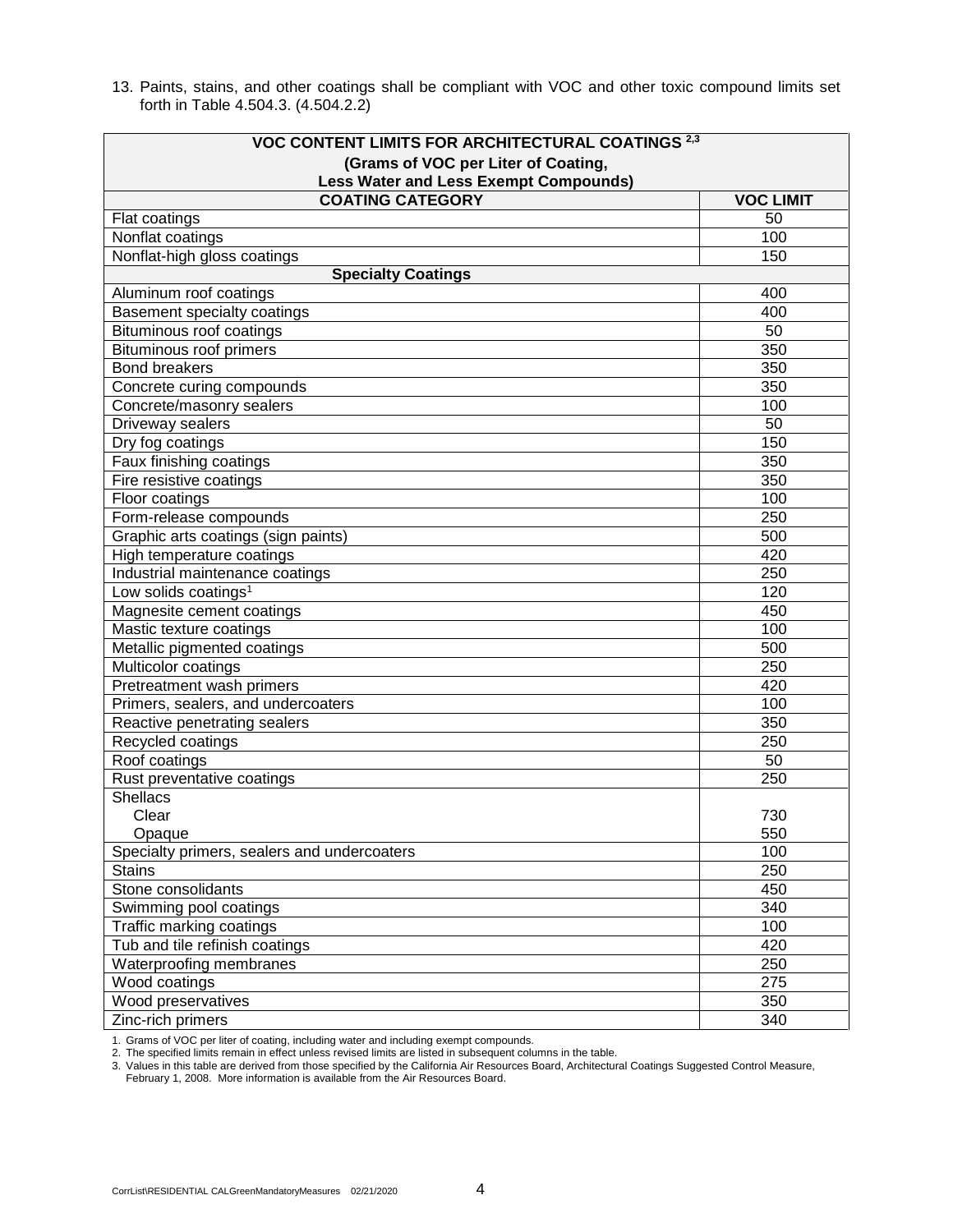13. Paints, stains, and other coatings shall be compliant with VOC and other toxic compound limits set forth in Table 4.504.3. (4.504.2.2)

| VOC CONTENT LIMITS FOR ARCHITECTURAL COATINGS [2,3] (Grams of VOC per Liter of Coating, Less Water and Less Exempt Compounds) | |
|---|---|
| **COATING CATEGORY** | **VOC LIMIT** |
| Flat coatings | 50 |
| Nonflat coatings | 100 |
| Nonflat-high gloss coatings | 150 |
| **Specialty Coatings** | |
| Aluminum roof coatings | 400 |
| Basement specialty coatings | 400 |
| Bituminous roof coatings | 50 |
| Bituminous roof primers | 350 |
| Bond breakers | 350 |
| Concrete curing compounds | 350 |
| Concrete/masonry sealers | 100 |
| Driveway sealers | 50 |
| Dry fog coatings | 150 |
| Faux finishing coatings | 350 |
| Fire resistive coatings | 350 |
| Floor coatings | 100 |
| Form-release compounds | 250 |
| Graphic arts coatings (sign paints) | 500 |
| High temperature coatings | 420 |
| Industrial maintenance coatings | 250 |
| Low solids coatings[1] | 120 |
| Magnesite cement coatings | 450 |
| Mastic texture coatings | 100 |
| Metallic pigmented coatings | 500 |
| Multicolor coatings | 250 |
| Pretreatment wash primers | 420 |
| Primers, sealers, and undercoaters | 100 |
| Reactive penetrating sealers | 350 |
| Recycled coatings | 250 |
| Roof coatings | 50 |
| Rust preventative coatings | 250 |
| Shellacs | |
| Clear | 730 |
| Opaque | 550 |
| Specialty primers, sealers and undercoaters | 100 |
| Stains | 250 |
| Stone consolidants | 450 |
| Swimming pool coatings | 340 |
| Traffic marking coatings | 100 |
| Tub and tile refinish coatings | 420 |
| Waterproofing membranes | 250 |
| Wood coatings | 275 |
| Wood preservatives | 350 |
| Zinc-rich primers | 340 |

1. Grams of VOC per liter of coating, including water and including exempt compounds.
2. The specified limits remain in effect unless revised limits are listed in subsequent columns in the table.
3. Values in this table are derived from those specified by the California Air Resources Board, Architectural Coatings Suggested Control Measure, February 1, 2008. More information is available from the Air Resources Board.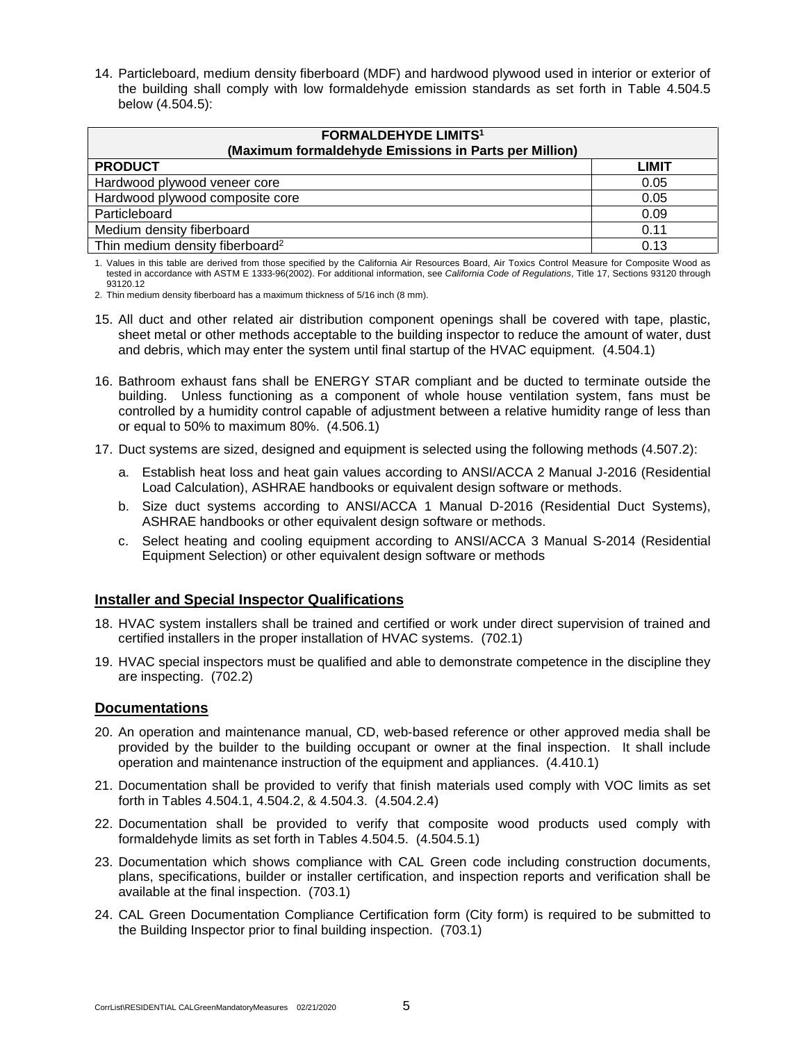14. Particleboard, medium density fiberboard (MDF) and hardwood plywood used in interior or exterior of the building shall comply with low formaldehyde emission standards as set forth in Table 4.504.5 below (4.504.5):

| FORMALDEHYDE LIMITS[1] (Maximum formaldehyde Emissions in Parts per Million) | |
|---|---|
| **PRODUCT** | **LIMIT** |
| Hardwood plywood veneer core | 0.05 |
| Hardwood plywood composite core | 0.05 |
| Particleboard | 0.09 |
| Medium density fiberboard | 0.11 |
| Thin medium density fiberboard[2] | 0.13 |

1. Values in this table are derived from those specified by the California Air Resources Board, Air Toxics Control Measure for Composite Wood as tested in accordance with ASTM E 1333-96(2002). For additional information, see *California Code of Regulations*, Title 17, Sections 93120 through 93120.12
2. Thin medium density fiberboard has a maximum thickness of 5/16 inch (8 mm).

15. All duct and other related air distribution component openings shall be covered with tape, plastic, sheet metal or other methods acceptable to the building inspector to reduce the amount of water, dust and debris, which may enter the system until final startup of the HVAC equipment. (4.504.1)

16. Bathroom exhaust fans shall be ENERGY STAR compliant and be ducted to terminate outside the building. Unless functioning as a component of whole house ventilation system, fans must be controlled by a humidity control capable of adjustment between a relative humidity range of less than or equal to 50% to maximum 80%. (4.506.1)

17. Duct systems are sized, designed and equipment is selected using the following methods (4.507.2):
    a. Establish heat loss and heat gain values according to ANSI/ACCA 2 Manual J-2016 (Residential Load Calculation), ASHRAE handbooks or equivalent design software or methods.
    b. Size duct systems according to ANSI/ACCA 1 Manual D-2016 (Residential Duct Systems), ASHRAE handbooks or other equivalent design software or methods.
    c. Select heating and cooling equipment according to ANSI/ACCA 3 Manual S-2014 (Residential Equipment Selection) or other equivalent design software or methods

## Installer and Special Inspector Qualifications

18. HVAC system installers shall be trained and certified or work under direct supervision of trained and certified installers in the proper installation of HVAC systems. (702.1)

19. HVAC special inspectors must be qualified and able to demonstrate competence in the discipline they are inspecting. (702.2)

## Documentations

20. An operation and maintenance manual, CD, web-based reference or other approved media shall be provided by the builder to the building occupant or owner at the final inspection. It shall include operation and maintenance instruction of the equipment and appliances. (4.410.1)

21. Documentation shall be provided to verify that finish materials used comply with VOC limits as set forth in Tables 4.504.1, 4.504.2, & 4.504.3. (4.504.2.4)

22. Documentation shall be provided to verify that composite wood products used comply with formaldehyde limits as set forth in Tables 4.504.5. (4.504.5.1)

23. Documentation which shows compliance with CAL Green code including construction documents, plans, specifications, builder or installer certification, and inspection reports and verification shall be available at the final inspection. (703.1)

24. CAL Green Documentation Compliance Certification form (City form) is required to be submitted to the Building Inspector prior to final building inspection. (703.1)